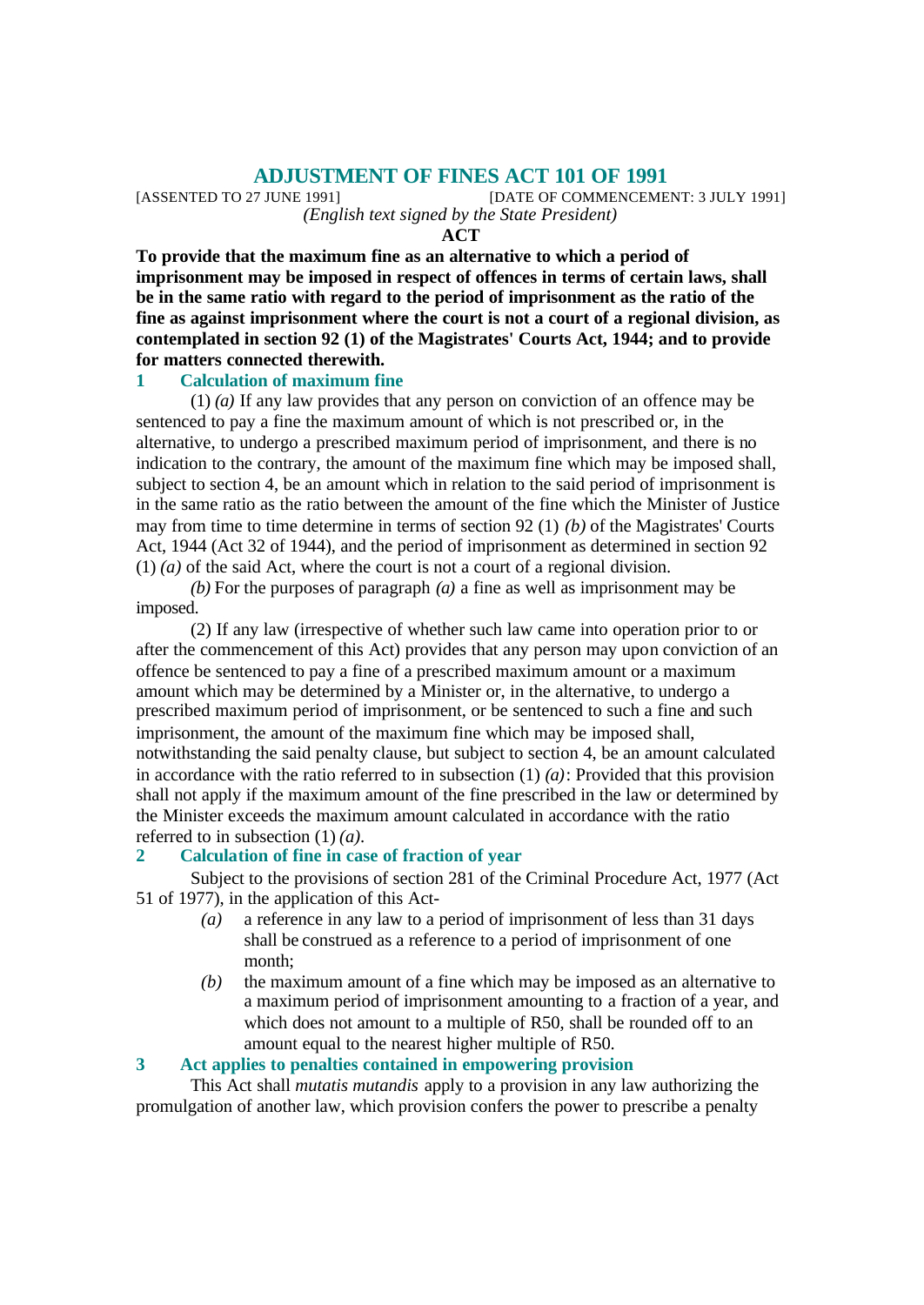# ADJUSTMENT OF FINES ACT 101 OF 1991

[ASSENTED TO 27 JUNE 1991] [DATE OF COMMENCEMENT: 3 JULY 1991]

*(English text signed by the State President)*

**ACT**

**To provide that the maximum fine as an alternative to which a period of imprisonment may be imposed in respect of offences in terms of certain laws, shall be in the same ratio with regard to the period of imprisonment as the ratio of the fine as against imprisonment where the court is not a court of a regional division, as contemplated in section 92 (1) of the Magistrates' Courts Act, 1944; and to provide for matters connected therewith.**

## 1 Calculation of maximum fine

(1) *(a)* If any law provides that any person on conviction of an offence may be sentenced to pay a fine the maximum amount of which is not prescribed or, in the alternative, to undergo a prescribed maximum period of imprisonment, and there is no indication to the contrary, the amount of the maximum fine which may be imposed shall, subject to section 4, be an amount which in relation to the said period of imprisonment is in the same ratio as the ratio between the amount of the fine which the Minister of Justice may from time to time determine in terms of section 92 (1) *(b)* of the Magistrates' Courts Act, 1944 (Act 32 of 1944), and the period of imprisonment as determined in section 92 (1) *(a)* of the said Act, where the court is not a court of a regional division.

*(b)* For the purposes of paragraph *(a)* a fine as well as imprisonment may be imposed.

(2) If any law (irrespective of whether such law came into operation prior to or after the commencement of this Act) provides that any person may upon conviction of an offence be sentenced to pay a fine of a prescribed maximum amount or a maximum amount which may be determined by a Minister or, in the alternative, to undergo a prescribed maximum period of imprisonment, or be sentenced to such a fine and such imprisonment, the amount of the maximum fine which may be imposed shall, notwithstanding the said penalty clause, but subject to section 4, be an amount calculated in accordance with the ratio referred to in subsection (1) *(a)*: Provided that this provision shall not apply if the maximum amount of the fine prescribed in the law or determined by the Minister exceeds the maximum amount calculated in accordance with the ratio referred to in subsection (1) *(a)*.

## 2 Calculation of fine in case of fraction of year

Subject to the provisions of section 281 of the Criminal Procedure Act, 1977 (Act 51 of 1977), in the application of this Act-

*(a)* a reference in any law to a period of imprisonment of less than 31 days shall be construed as a reference to a period of imprisonment of one month;

*(b)* the maximum amount of a fine which may be imposed as an alternative to a maximum period of imprisonment amounting to a fraction of a year, and which does not amount to a multiple of R50, shall be rounded off to an amount equal to the nearest higher multiple of R50.

## 3 Act applies to penalties contained in empowering provision

This Act shall *mutatis mutandis* apply to a provision in any law authorizing the promulgation of another law, which provision confers the power to prescribe a penalty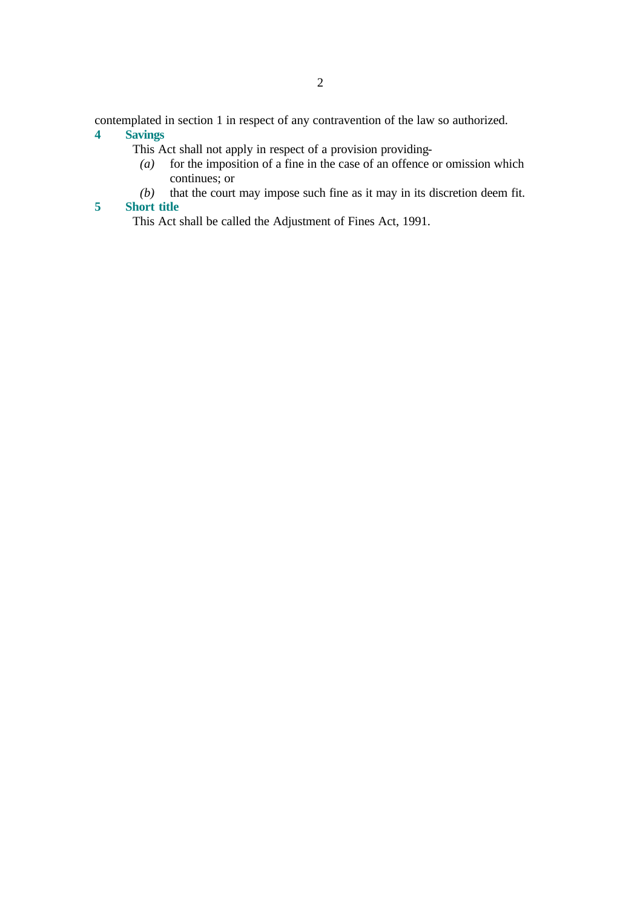contemplated in section 1 in respect of any contravention of the law so authorized.

**4 Savings**

This Act shall not apply in respect of a provision providing-

*(a)* for the imposition of a fine in the case of an offence or omission which continues; or

*(b)* that the court may impose such fine as it may in its discretion deem fit.

**5 Short title**

This Act shall be called the Adjustment of Fines Act, 1991.